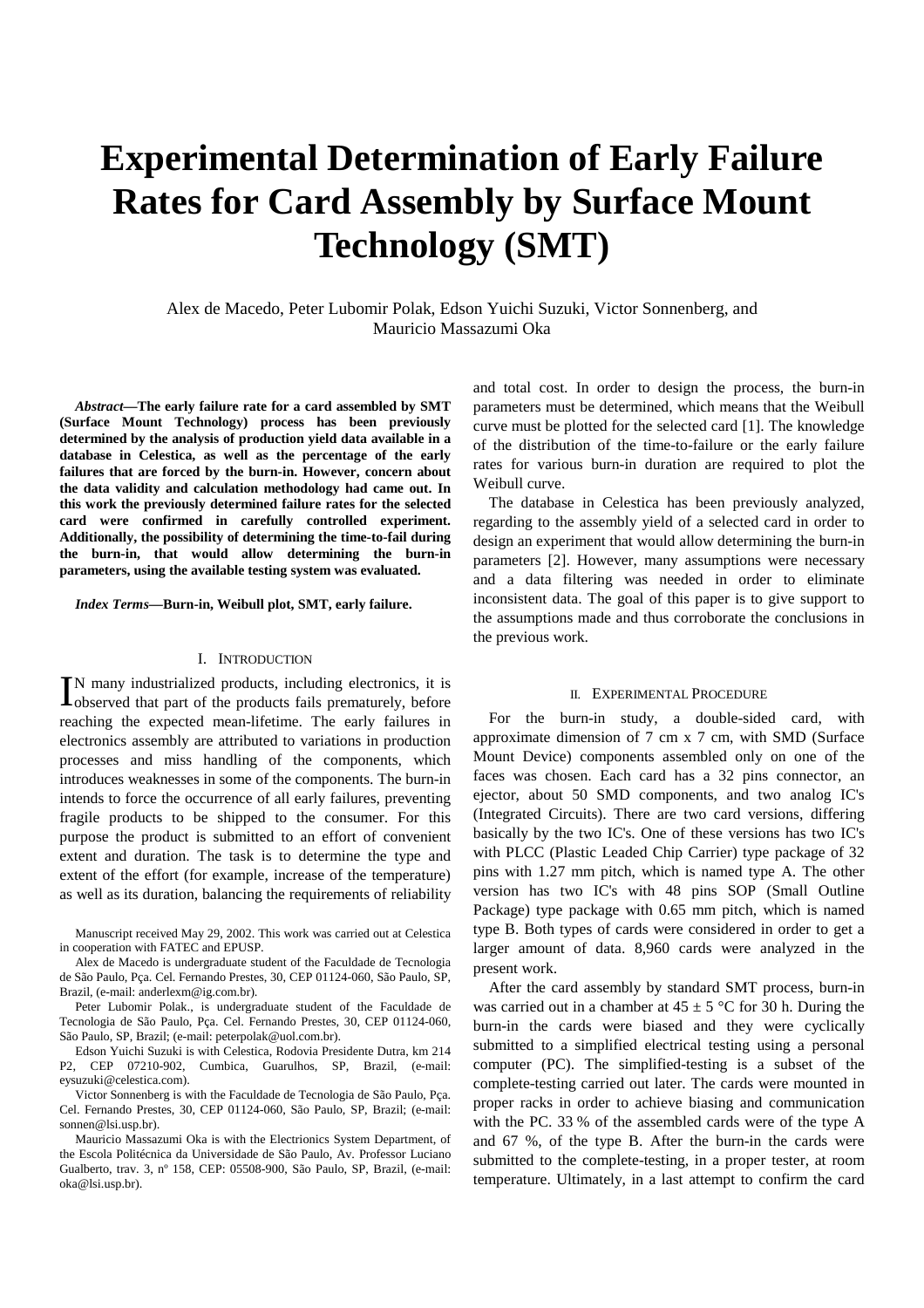# Experimental Determination of Early Failure Rates for Card Assembly by Surface Mount Technology (SMT)

Alex de Macedo, Peter Lubomir Polak, Edson Yuichi Suzuki, Victor Sonnenberg, and Mauricio Massazumi Oka

***Abstract*—The early failure rate for a card assembled by SMT (Surface Mount Technology) process has been previously determined by the analysis of production yield data available in a database in Celestica, as well as the percentage of the early failures that are forced by the burn-in. However, concern about the data validity and calculation methodology had came out. In this work the previously determined failure rates for the selected card were confirmed in carefully controlled experiment. Additionally, the possibility of determining the time-to-fail during the burn-in, that would allow determining the burn-in parameters, using the available testing system was evaluated.**

***Index Terms*—Burn-in, Weibull plot, SMT, early failure.**

## I. Introduction

In many industrialized products, including electronics, it is observed that part of the products fails prematurely, before reaching the expected mean-lifetime. The early failures in electronics assembly are attributed to variations in production processes and miss handling of the components, which introduces weaknesses in some of the components. The burn-in intends to force the occurrence of all early failures, preventing fragile products to be shipped to the consumer. For this purpose the product is submitted to an effort of convenient extent and duration. The task is to determine the type and extent of the effort (for example, increase of the temperature) as well as its duration, balancing the requirements of reliability and total cost. In order to design the process, the burn-in parameters must be determined, which means that the Weibull curve must be plotted for the selected card [1]. The knowledge of the distribution of the time-to-failure or the early failure rates for various burn-in duration are required to plot the Weibull curve.

The database in Celestica has been previously analyzed, regarding to the assembly yield of a selected card in order to design an experiment that would allow determining the burn-in parameters [2]. However, many assumptions were necessary and a data filtering was needed in order to eliminate inconsistent data. The goal of this paper is to give support to the assumptions made and thus corroborate the conclusions in the previous work.

Manuscript received May 29, 2002. This work was carried out at Celestica in cooperation with FATEC and EPUSP.

Alex de Macedo is undergraduate student of the Faculdade de Tecnologia de São Paulo, Pça. Cel. Fernando Prestes, 30, CEP 01124-060, São Paulo, SP, Brazil, (e-mail: anderlexm@ig.com.br).

Peter Lubomir Polak., is undergraduate student of the Faculdade de Tecnologia de São Paulo, Pça. Cel. Fernando Prestes, 30, CEP 01124-060, São Paulo, SP, Brazil; (e-mail: peterpolak@uol.com.br).

Edson Yuichi Suzuki is with Celestica, Rodovia Presidente Dutra, km 214 P2, CEP 07210-902, Cumbica, Guarulhos, SP, Brazil, (e-mail: eysuzuki@celestica.com).

Victor Sonnenberg is with the Faculdade de Tecnologia de São Paulo, Pça. Cel. Fernando Prestes, 30, CEP 01124-060, São Paulo, SP, Brazil; (e-mail: sonnen@lsi.usp.br).

Mauricio Massazumi Oka is with the Electrionics System Department, of the Escola Politécnica da Universidade de São Paulo, Av. Professor Luciano Gualberto, trav. 3, nº 158, CEP: 05508-900, São Paulo, SP, Brazil, (e-mail: oka@lsi.usp.br).

## II. Experimental Procedure

For the burn-in study, a double-sided card, with approximate dimension of 7 cm x 7 cm, with SMD (Surface Mount Device) components assembled only on one of the faces was chosen. Each card has a 32 pins connector, an ejector, about 50 SMD components, and two analog IC's (Integrated Circuits). There are two card versions, differing basically by the two IC's. One of these versions has two IC's with PLCC (Plastic Leaded Chip Carrier) type package of 32 pins with 1.27 mm pitch, which is named type A. The other version has two IC's with 48 pins SOP (Small Outline Package) type package with 0.65 mm pitch, which is named type B. Both types of cards were considered in order to get a larger amount of data. 8,960 cards were analyzed in the present work.

After the card assembly by standard SMT process, burn-in was carried out in a chamber at 45 ± 5 °C for 30 h. During the burn-in the cards were biased and they were cyclically submitted to a simplified electrical testing using a personal computer (PC). The simplified-testing is a subset of the complete-testing carried out later. The cards were mounted in proper racks in order to achieve biasing and communication with the PC. 33 % of the assembled cards were of the type A and 67 %, of the type B. After the burn-in the cards were submitted to the complete-testing, in a proper tester, at room temperature. Ultimately, in a last attempt to confirm the card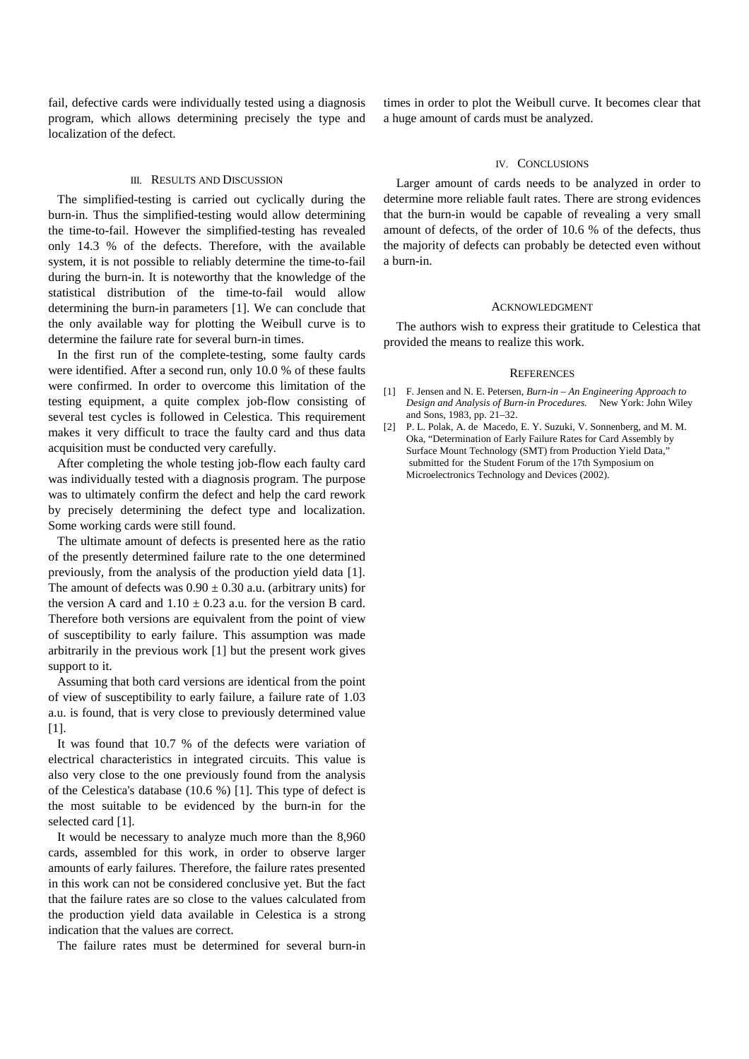fail, defective cards were individually tested using a diagnosis program, which allows determining precisely the type and localization of the defect.

## III. Results and Discussion

The simplified-testing is carried out cyclically during the burn-in. Thus the simplified-testing would allow determining the time-to-fail. However the simplified-testing has revealed only 14.3 % of the defects. Therefore, with the available system, it is not possible to reliably determine the time-to-fail during the burn-in. It is noteworthy that the knowledge of the statistical distribution of the time-to-fail would allow determining the burn-in parameters [1]. We can conclude that the only available way for plotting the Weibull curve is to determine the failure rate for several burn-in times.

In the first run of the complete-testing, some faulty cards were identified. After a second run, only 10.0 % of these faults were confirmed. In order to overcome this limitation of the testing equipment, a quite complex job-flow consisting of several test cycles is followed in Celestica. This requirement makes it very difficult to trace the faulty card and thus data acquisition must be conducted very carefully.

After completing the whole testing job-flow each faulty card was individually tested with a diagnosis program. The purpose was to ultimately confirm the defect and help the card rework by precisely determining the defect type and localization. Some working cards were still found.

The ultimate amount of defects is presented here as the ratio of the presently determined failure rate to the one determined previously, from the analysis of the production yield data [1]. The amount of defects was $0.90 \pm 0.30$ a.u. (arbitrary units) for the version A card and $1.10 \pm 0.23$ a.u. for the version B card. Therefore both versions are equivalent from the point of view of susceptibility to early failure. This assumption was made arbitrarily in the previous work [1] but the present work gives support to it.

Assuming that both card versions are identical from the point of view of susceptibility to early failure, a failure rate of 1.03 a.u. is found, that is very close to previously determined value [1].

It was found that 10.7 % of the defects were variation of electrical characteristics in integrated circuits. This value is also very close to the one previously found from the analysis of the Celestica's database (10.6 %) [1]. This type of defect is the most suitable to be evidenced by the burn-in for the selected card [1].

It would be necessary to analyze much more than the 8,960 cards, assembled for this work, in order to observe larger amounts of early failures. Therefore, the failure rates presented in this work can not be considered conclusive yet. But the fact that the failure rates are so close to the values calculated from the production yield data available in Celestica is a strong indication that the values are correct.

The failure rates must be determined for several burn-in times in order to plot the Weibull curve. It becomes clear that a huge amount of cards must be analyzed.

## IV. Conclusions

Larger amount of cards needs to be analyzed in order to determine more reliable fault rates. There are strong evidences that the burn-in would be capable of revealing a very small amount of defects, of the order of 10.6 % of the defects, thus the majority of defects can probably be detected even without a burn-in.

## Acknowledgment

The authors wish to express their gratitude to Celestica that provided the means to realize this work.

## References

[1] F. Jensen and N. E. Petersen, *Burn-in – An Engineering Approach to Design and Analysis of Burn-in Procedures.* New York: John Wiley and Sons, 1983, pp. 21–32.

[2] P. L. Polak, A. de Macedo, E. Y. Suzuki, V. Sonnenberg, and M. M. Oka, "Determination of Early Failure Rates for Card Assembly by Surface Mount Technology (SMT) from Production Yield Data," submitted for the Student Forum of the 17th Symposium on Microelectronics Technology and Devices (2002).